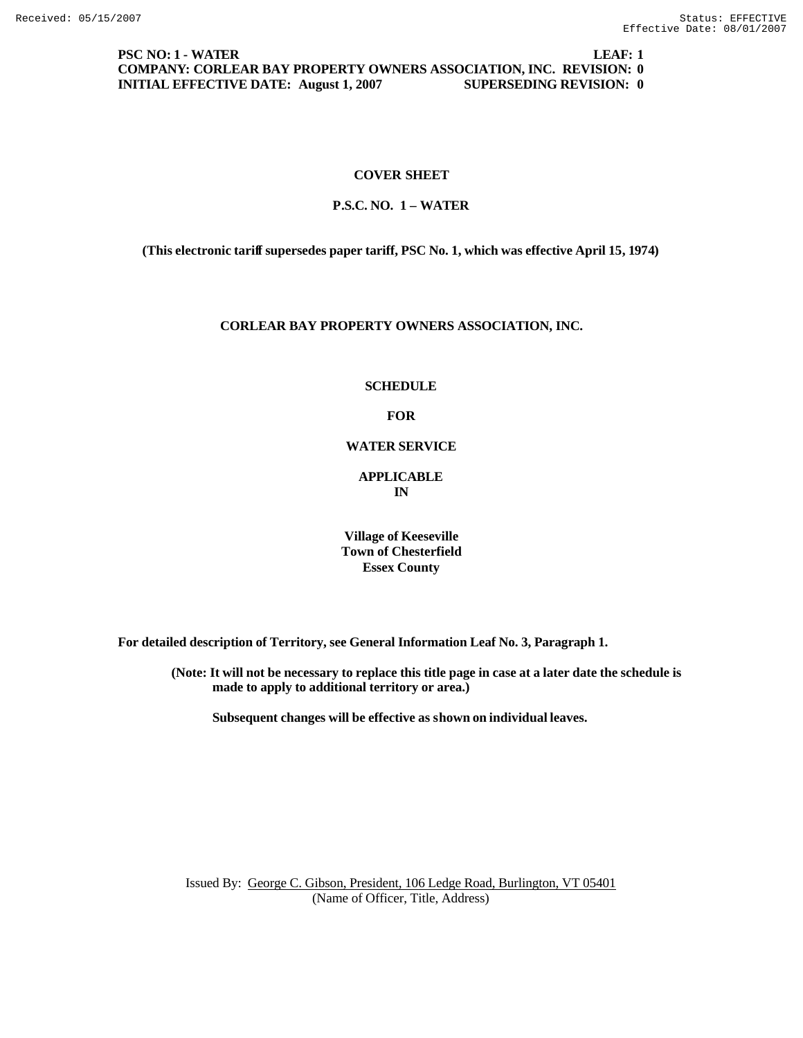**PSC NO: 1 - WATER LEAF: 1**
**COMPANY: CORLEAR BAY PROPERTY OWNERS ASSOCIATION, INC. REVISION: 0**
**INITIAL EFFECTIVE DATE: August 1, 2007 SUPERSEDING REVISION: 0**

**COVER SHEET**

**P.S.C. NO. 1 – WATER**

**(This electronic tariff supersedes paper tariff, PSC No. 1, which was effective April 15, 1974)**

**CORLEAR BAY PROPERTY OWNERS ASSOCIATION, INC.**

**SCHEDULE**

**FOR**

**WATER SERVICE**

**APPLICABLE**
**IN**

**Village of Keeseville**
**Town of Chesterfield**
**Essex County**

**For detailed description of Territory, see General Information Leaf No. 3, Paragraph 1.**

**(Note: It will not be necessary to replace this title page in case at a later date the schedule is made to apply to additional territory or area.)**

**Subsequent changes will be effective as shown on individual leaves.**

Issued By: George C. Gibson, President, 106 Ledge Road, Burlington, VT 05401
(Name of Officer, Title, Address)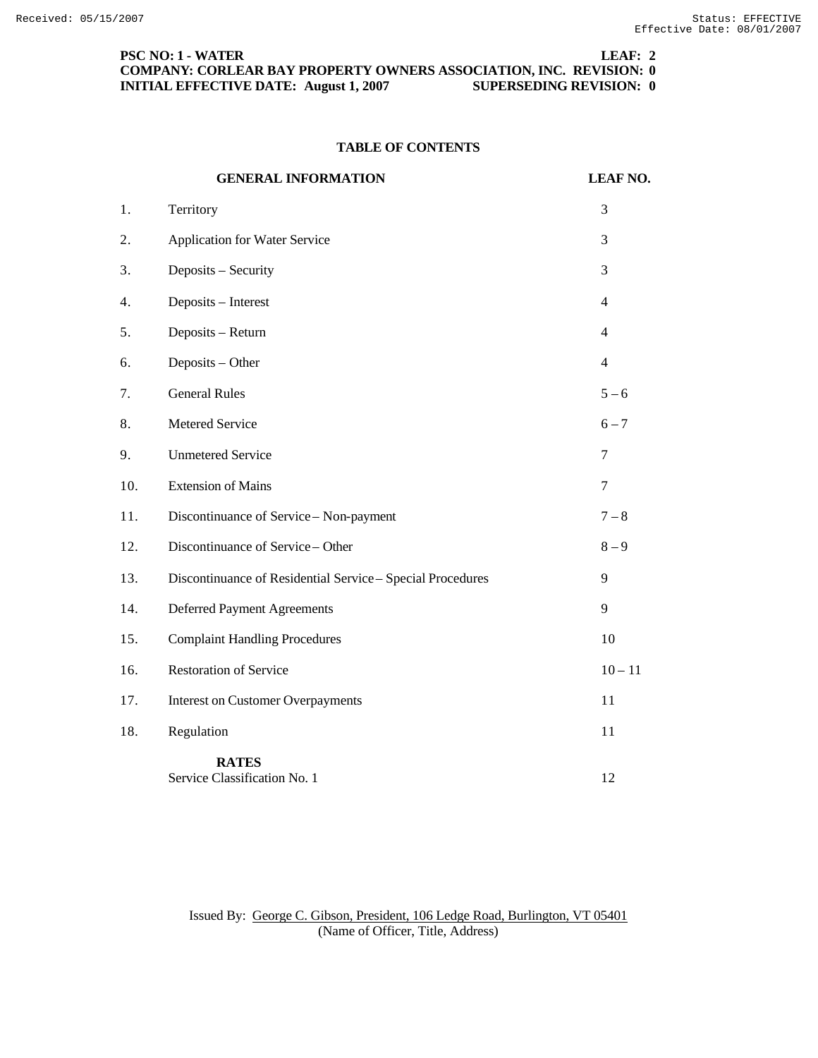**PSC NO: 1 - WATER LEAF: 2**
**COMPANY: CORLEAR BAY PROPERTY OWNERS ASSOCIATION, INC. REVISION: 0**
**INITIAL EFFECTIVE DATE: August 1, 2007 SUPERSEDING REVISION: 0**

## TABLE OF CONTENTS

| | **GENERAL INFORMATION** | **LEAF NO.** |
|---|---|---|
| 1. | Territory | 3 |
| 2. | Application for Water Service | 3 |
| 3. | Deposits – Security | 3 |
| 4. | Deposits – Interest | 4 |
| 5. | Deposits – Return | 4 |
| 6. | Deposits – Other | 4 |
| 7. | General Rules | 5 – 6 |
| 8. | Metered Service | 6 – 7 |
| 9. | Unmetered Service | 7 |
| 10. | Extension of Mains | 7 |
| 11. | Discontinuance of Service – Non-payment | 7 – 8 |
| 12. | Discontinuance of Service – Other | 8 – 9 |
| 13. | Discontinuance of Residential Service – Special Procedures | 9 |
| 14. | Deferred Payment Agreements | 9 |
| 15. | Complaint Handling Procedures | 10 |
| 16. | Restoration of Service | 10 – 11 |
| 17. | Interest on Customer Overpayments | 11 |
| 18. | Regulation | 11 |
| | **RATES** | |
| | Service Classification No. 1 | 12 |

Issued By: George C. Gibson, President, 106 Ledge Road, Burlington, VT 05401
(Name of Officer, Title, Address)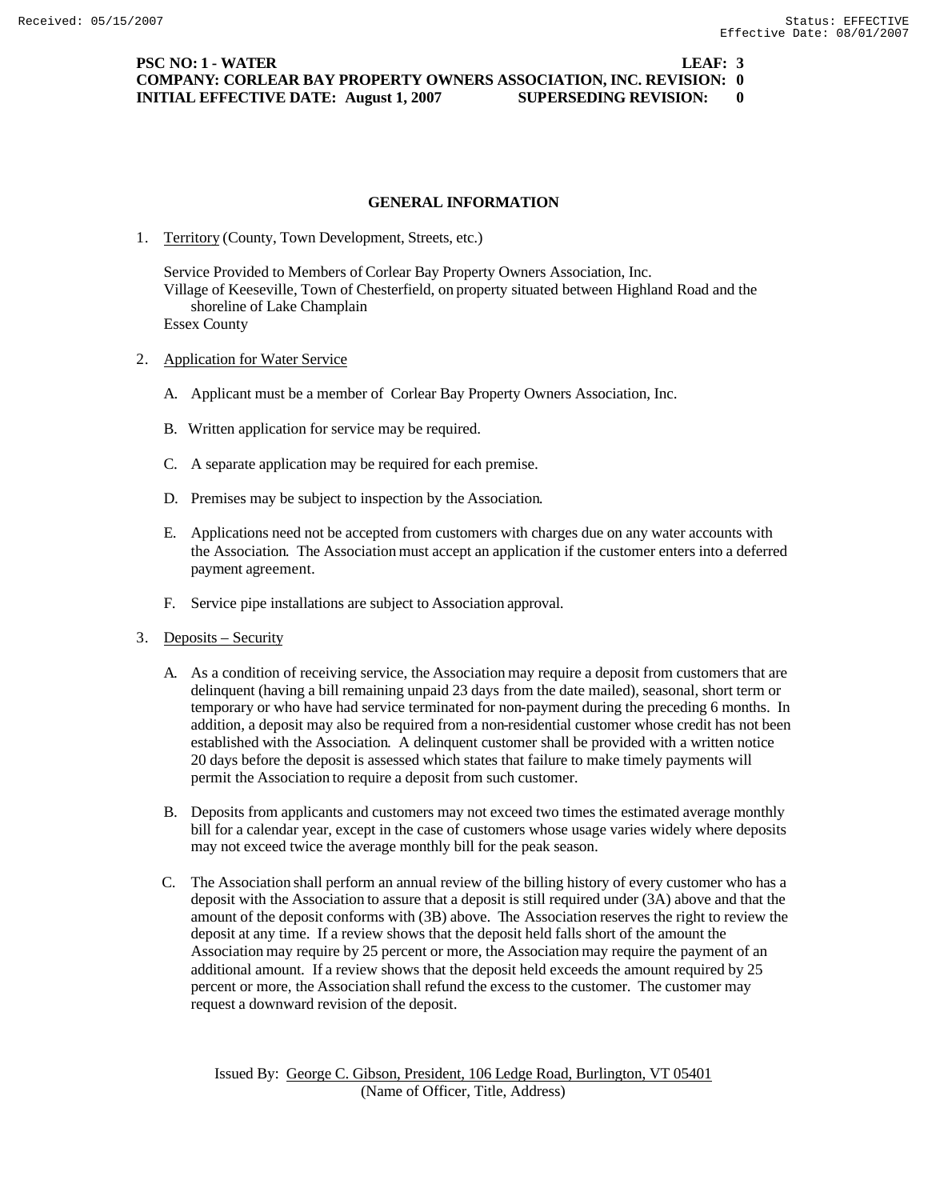**PSC NO: 1 - WATER LEAF: 3**
**COMPANY: CORLEAR BAY PROPERTY OWNERS ASSOCIATION, INC. REVISION: 0**
**INITIAL EFFECTIVE DATE: August 1, 2007 SUPERSEDING REVISION: 0**

## GENERAL INFORMATION

1. Territory (County, Town Development, Streets, etc.)

   Service Provided to Members of Corlear Bay Property Owners Association, Inc.
   Village of Keeseville, Town of Chesterfield, on property situated between Highland Road and the shoreline of Lake Champlain
   Essex County

2. Application for Water Service

   A. Applicant must be a member of Corlear Bay Property Owners Association, Inc.

   B. Written application for service may be required.

   C. A separate application may be required for each premise.

   D. Premises may be subject to inspection by the Association.

   E. Applications need not be accepted from customers with charges due on any water accounts with the Association. The Association must accept an application if the customer enters into a deferred payment agreement.

   F. Service pipe installations are subject to Association approval.

3. Deposits – Security

   A. As a condition of receiving service, the Association may require a deposit from customers that are delinquent (having a bill remaining unpaid 23 days from the date mailed), seasonal, short term or temporary or who have had service terminated for non-payment during the preceding 6 months. In addition, a deposit may also be required from a non-residential customer whose credit has not been established with the Association. A delinquent customer shall be provided with a written notice 20 days before the deposit is assessed which states that failure to make timely payments will permit the Association to require a deposit from such customer.

   B. Deposits from applicants and customers may not exceed two times the estimated average monthly bill for a calendar year, except in the case of customers whose usage varies widely where deposits may not exceed twice the average monthly bill for the peak season.

   C. The Association shall perform an annual review of the billing history of every customer who has a deposit with the Association to assure that a deposit is still required under (3A) above and that the amount of the deposit conforms with (3B) above. The Association reserves the right to review the deposit at any time. If a review shows that the deposit held falls short of the amount the Association may require by 25 percent or more, the Association may require the payment of an additional amount. If a review shows that the deposit held exceeds the amount required by 25 percent or more, the Association shall refund the excess to the customer. The customer may request a downward revision of the deposit.

Issued By: George C. Gibson, President, 106 Ledge Road, Burlington, VT 05401
(Name of Officer, Title, Address)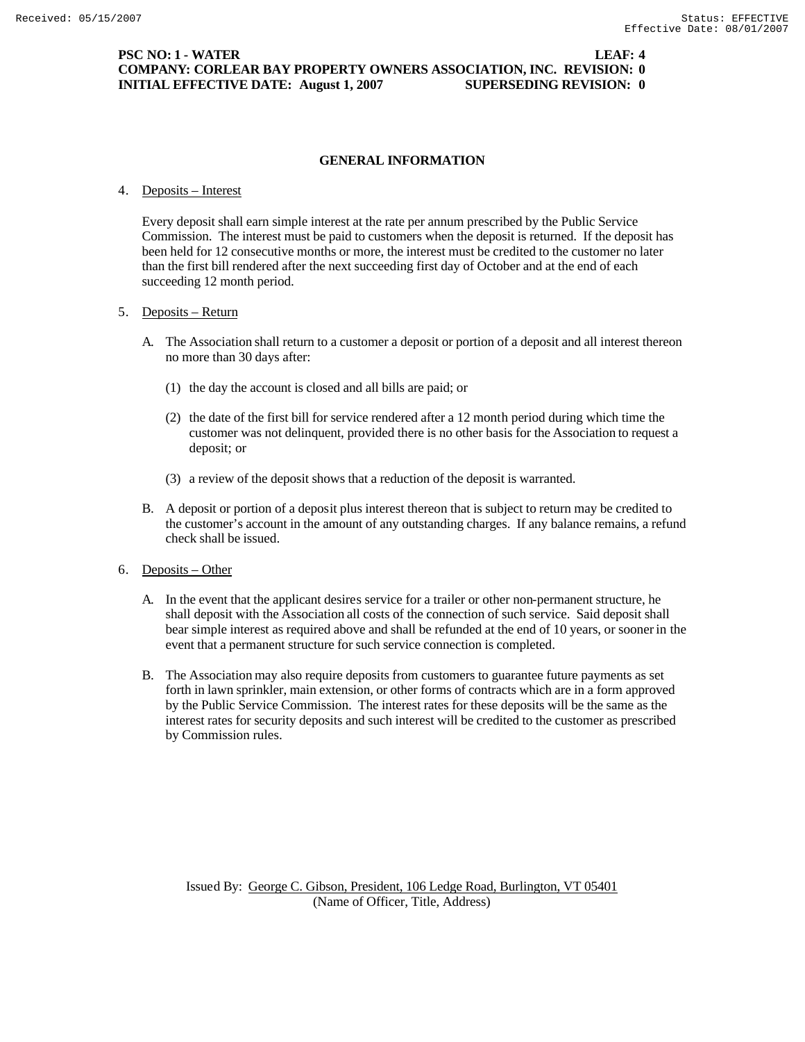**PSC NO: 1 - WATER LEAF: 4**
**COMPANY: CORLEAR BAY PROPERTY OWNERS ASSOCIATION, INC. REVISION: 0**
**INITIAL EFFECTIVE DATE: August 1, 2007 SUPERSEDING REVISION: 0**

## GENERAL INFORMATION

4. Deposits – Interest

   Every deposit shall earn simple interest at the rate per annum prescribed by the Public Service Commission. The interest must be paid to customers when the deposit is returned. If the deposit has been held for 12 consecutive months or more, the interest must be credited to the customer no later than the first bill rendered after the next succeeding first day of October and at the end of each succeeding 12 month period.

5. Deposits – Return

   A. The Association shall return to a customer a deposit or portion of a deposit and all interest thereon no more than 30 days after:

      (1) the day the account is closed and all bills are paid; or

      (2) the date of the first bill for service rendered after a 12 month period during which time the customer was not delinquent, provided there is no other basis for the Association to request a deposit; or

      (3) a review of the deposit shows that a reduction of the deposit is warranted.

   B. A deposit or portion of a deposit plus interest thereon that is subject to return may be credited to the customer's account in the amount of any outstanding charges. If any balance remains, a refund check shall be issued.

6. Deposits – Other

   A. In the event that the applicant desires service for a trailer or other non-permanent structure, he shall deposit with the Association all costs of the connection of such service. Said deposit shall bear simple interest as required above and shall be refunded at the end of 10 years, or sooner in the event that a permanent structure for such service connection is completed.

   B. The Association may also require deposits from customers to guarantee future payments as set forth in lawn sprinkler, main extension, or other forms of contracts which are in a form approved by the Public Service Commission. The interest rates for these deposits will be the same as the interest rates for security deposits and such interest will be credited to the customer as prescribed by Commission rules.

Issued By: George C. Gibson, President, 106 Ledge Road, Burlington, VT 05401
(Name of Officer, Title, Address)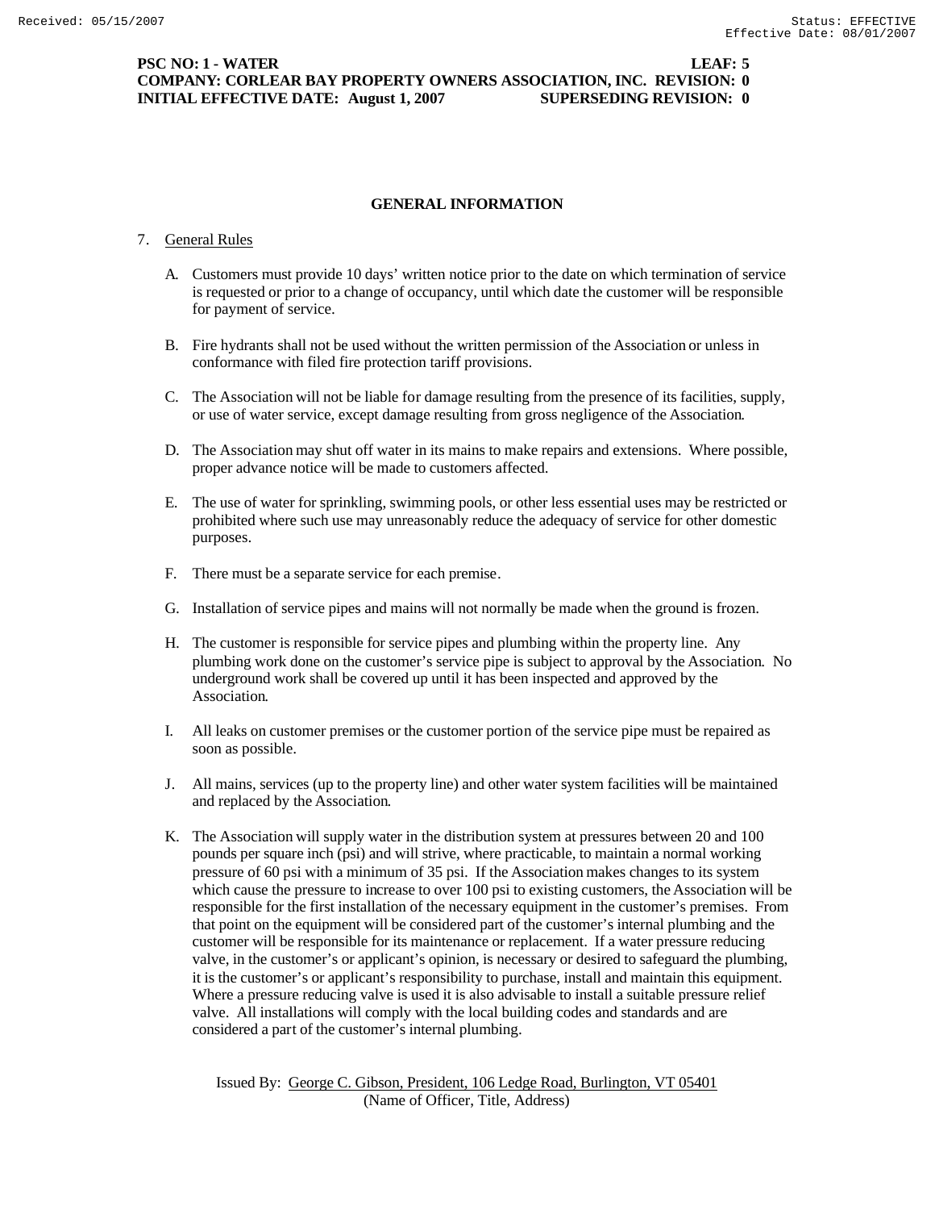## GENERAL INFORMATION

7. General Rules

   A. Customers must provide 10 days' written notice prior to the date on which termination of service is requested or prior to a change of occupancy, until which date the customer will be responsible for payment of service.

   B. Fire hydrants shall not be used without the written permission of the Association or unless in conformance with filed fire protection tariff provisions.

   C. The Association will not be liable for damage resulting from the presence of its facilities, supply, or use of water service, except damage resulting from gross negligence of the Association.

   D. The Association may shut off water in its mains to make repairs and extensions. Where possible, proper advance notice will be made to customers affected.

   E. The use of water for sprinkling, swimming pools, or other less essential uses may be restricted or prohibited where such use may unreasonably reduce the adequacy of service for other domestic purposes.

   F. There must be a separate service for each premise.

   G. Installation of service pipes and mains will not normally be made when the ground is frozen.

   H. The customer is responsible for service pipes and plumbing within the property line. Any plumbing work done on the customer's service pipe is subject to approval by the Association. No underground work shall be covered up until it has been inspected and approved by the Association.

   I. All leaks on customer premises or the customer portion of the service pipe must be repaired as soon as possible.

   J. All mains, services (up to the property line) and other water system facilities will be maintained and replaced by the Association.

   K. The Association will supply water in the distribution system at pressures between 20 and 100 pounds per square inch (psi) and will strive, where practicable, to maintain a normal working pressure of 60 psi with a minimum of 35 psi. If the Association makes changes to its system which cause the pressure to increase to over 100 psi to existing customers, the Association will be responsible for the first installation of the necessary equipment in the customer's premises. From that point on the equipment will be considered part of the customer's internal plumbing and the customer will be responsible for its maintenance or replacement. If a water pressure reducing valve, in the customer's or applicant's opinion, is necessary or desired to safeguard the plumbing, it is the customer's or applicant's responsibility to purchase, install and maintain this equipment. Where a pressure reducing valve is used it is also advisable to install a suitable pressure relief valve. All installations will comply with the local building codes and standards and are considered a part of the customer's internal plumbing.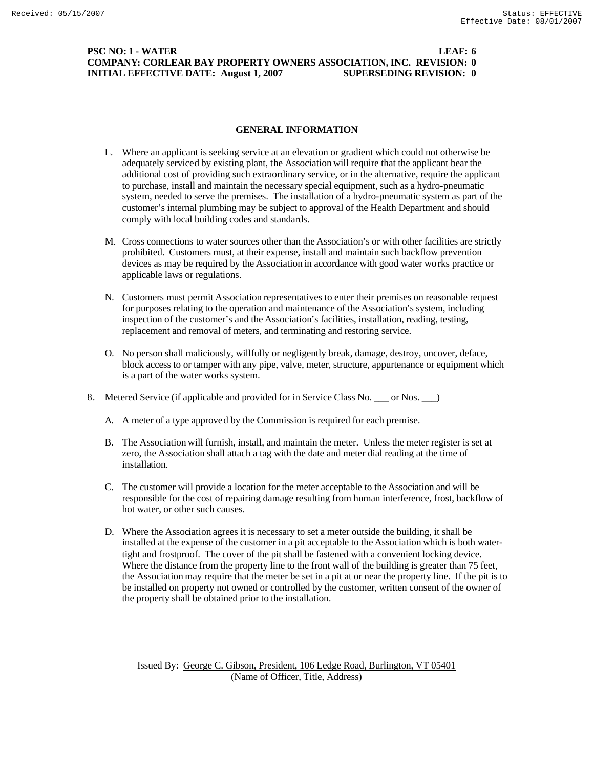## GENERAL INFORMATION

L. Where an applicant is seeking service at an elevation or gradient which could not otherwise be adequately serviced by existing plant, the Association will require that the applicant bear the additional cost of providing such extraordinary service, or in the alternative, require the applicant to purchase, install and maintain the necessary special equipment, such as a hydro-pneumatic system, needed to serve the premises. The installation of a hydro-pneumatic system as part of the customer's internal plumbing may be subject to approval of the Health Department and should comply with local building codes and standards.

M. Cross connections to water sources other than the Association's or with other facilities are strictly prohibited. Customers must, at their expense, install and maintain such backflow prevention devices as may be required by the Association in accordance with good water works practice or applicable laws or regulations.

N. Customers must permit Association representatives to enter their premises on reasonable request for purposes relating to the operation and maintenance of the Association's system, including inspection of the customer's and the Association's facilities, installation, reading, testing, replacement and removal of meters, and terminating and restoring service.

O. No person shall maliciously, willfully or negligently break, damage, destroy, uncover, deface, block access to or tamper with any pipe, valve, meter, structure, appurtenance or equipment which is a part of the water works system.

8. Metered Service (if applicable and provided for in Service Class No. ___ or Nos. ___)

A. A meter of a type approved by the Commission is required for each premise.

B. The Association will furnish, install, and maintain the meter. Unless the meter register is set at zero, the Association shall attach a tag with the date and meter dial reading at the time of installation.

C. The customer will provide a location for the meter acceptable to the Association and will be responsible for the cost of repairing damage resulting from human interference, frost, backflow of hot water, or other such causes.

D. Where the Association agrees it is necessary to set a meter outside the building, it shall be installed at the expense of the customer in a pit acceptable to the Association which is both water-tight and frostproof. The cover of the pit shall be fastened with a convenient locking device. Where the distance from the property line to the front wall of the building is greater than 75 feet, the Association may require that the meter be set in a pit at or near the property line. If the pit is to be installed on property not owned or controlled by the customer, written consent of the owner of the property shall be obtained prior to the installation.

Issued By: George C. Gibson, President, 106 Ledge Road, Burlington, VT 05401
(Name of Officer, Title, Address)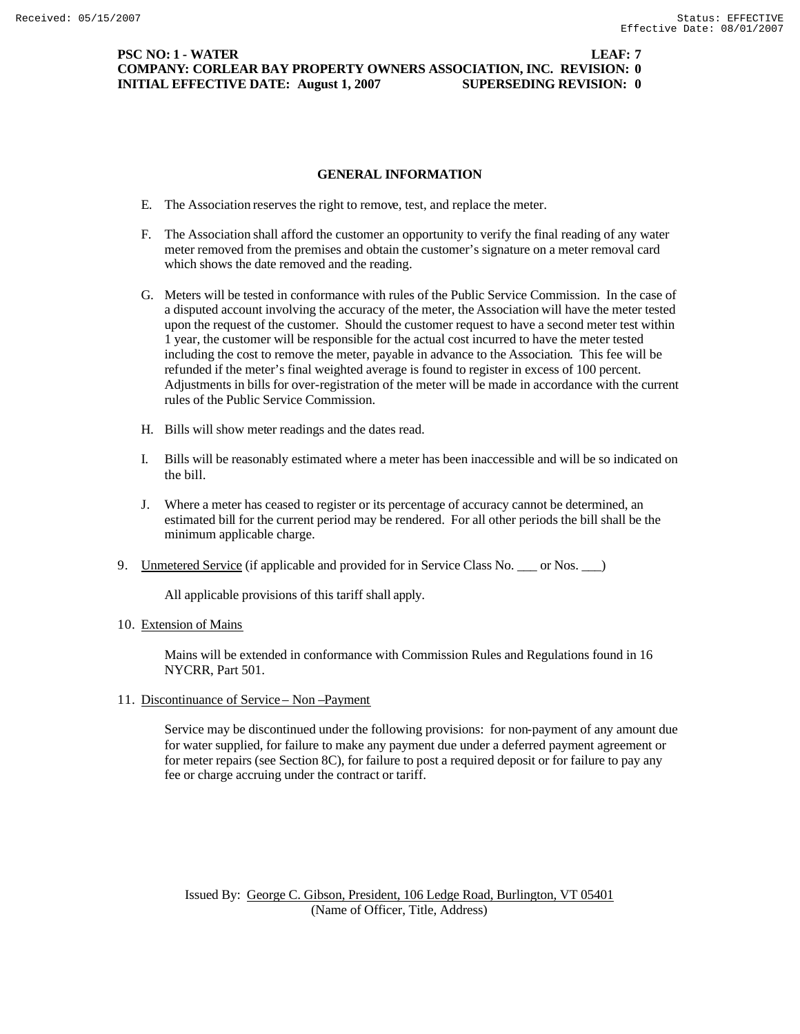## GENERAL INFORMATION

E. The Association reserves the right to remove, test, and replace the meter.

F. The Association shall afford the customer an opportunity to verify the final reading of any water meter removed from the premises and obtain the customer's signature on a meter removal card which shows the date removed and the reading.

G. Meters will be tested in conformance with rules of the Public Service Commission. In the case of a disputed account involving the accuracy of the meter, the Association will have the meter tested upon the request of the customer. Should the customer request to have a second meter test within 1 year, the customer will be responsible for the actual cost incurred to have the meter tested including the cost to remove the meter, payable in advance to the Association. This fee will be refunded if the meter's final weighted average is found to register in excess of 100 percent. Adjustments in bills for over-registration of the meter will be made in accordance with the current rules of the Public Service Commission.

H. Bills will show meter readings and the dates read.

I. Bills will be reasonably estimated where a meter has been inaccessible and will be so indicated on the bill.

J. Where a meter has ceased to register or its percentage of accuracy cannot be determined, an estimated bill for the current period may be rendered. For all other periods the bill shall be the minimum applicable charge.

9. Unmetered Service (if applicable and provided for in Service Class No. ___ or Nos. ___)

   All applicable provisions of this tariff shall apply.

10. Extension of Mains

    Mains will be extended in conformance with Commission Rules and Regulations found in 16 NYCRR, Part 501.

11. Discontinuance of Service – Non –Payment

    Service may be discontinued under the following provisions: for non-payment of any amount due for water supplied, for failure to make any payment due under a deferred payment agreement or for meter repairs (see Section 8C), for failure to post a required deposit or for failure to pay any fee or charge accruing under the contract or tariff.

Issued By: George C. Gibson, President, 106 Ledge Road, Burlington, VT 05401
(Name of Officer, Title, Address)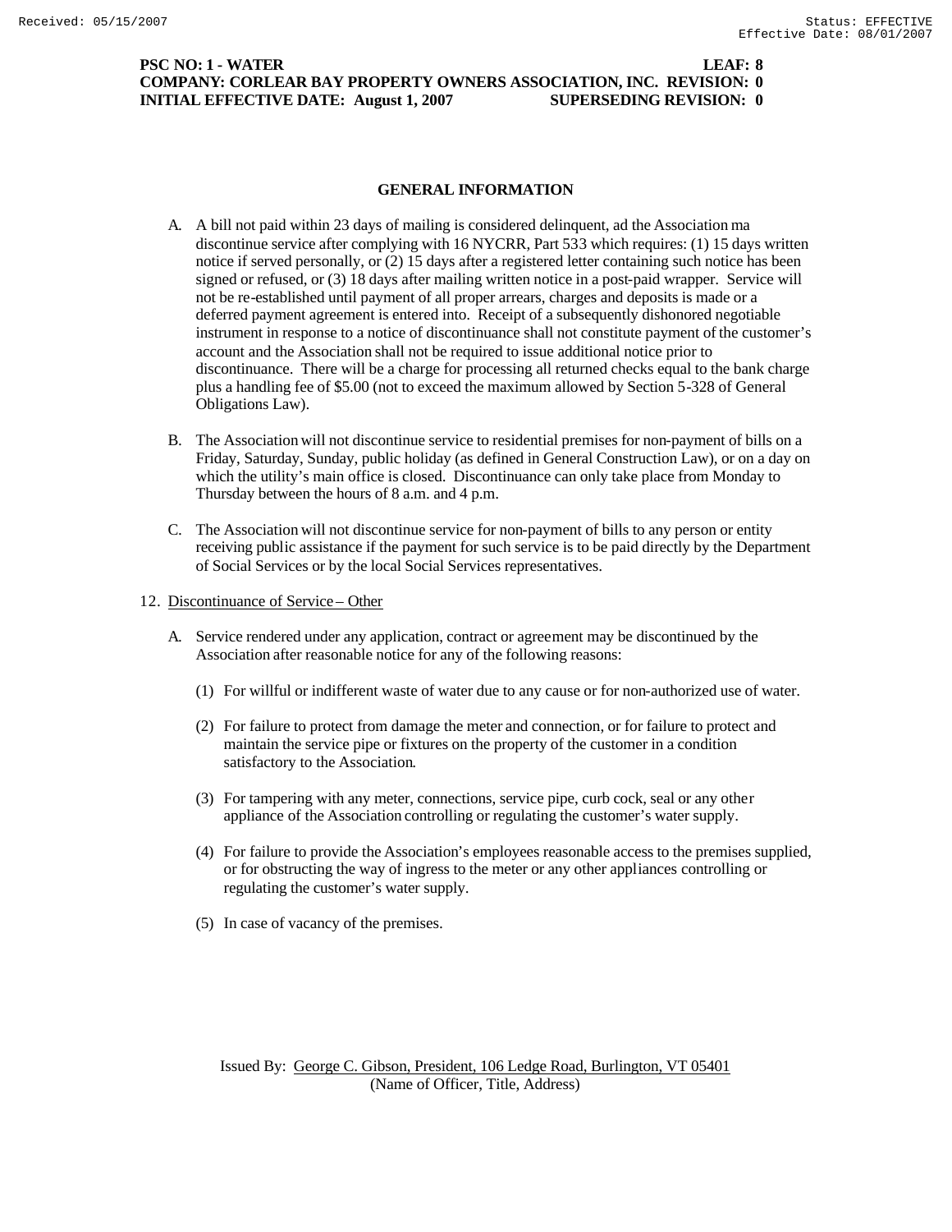**PSC NO: 1 - WATER LEAF: 8**
**COMPANY: CORLEAR BAY PROPERTY OWNERS ASSOCIATION, INC. REVISION: 0**
**INITIAL EFFECTIVE DATE: August 1, 2007 SUPERSEDING REVISION: 0**

## GENERAL INFORMATION

A. A bill not paid within 23 days of mailing is considered delinquent, ad the Association ma discontinue service after complying with 16 NYCRR, Part 533 which requires: (1) 15 days written notice if served personally, or (2) 15 days after a registered letter containing such notice has been signed or refused, or (3) 18 days after mailing written notice in a post-paid wrapper. Service will not be re-established until payment of all proper arrears, charges and deposits is made or a deferred payment agreement is entered into. Receipt of a subsequently dishonored negotiable instrument in response to a notice of discontinuance shall not constitute payment of the customer's account and the Association shall not be required to issue additional notice prior to discontinuance. There will be a charge for processing all returned checks equal to the bank charge plus a handling fee of $5.00 (not to exceed the maximum allowed by Section 5-328 of General Obligations Law).

B. The Association will not discontinue service to residential premises for non-payment of bills on a Friday, Saturday, Sunday, public holiday (as defined in General Construction Law), or on a day on which the utility's main office is closed. Discontinuance can only take place from Monday to Thursday between the hours of 8 a.m. and 4 p.m.

C. The Association will not discontinue service for non-payment of bills to any person or entity receiving public assistance if the payment for such service is to be paid directly by the Department of Social Services or by the local Social Services representatives.

12. Discontinuance of Service – Other

A. Service rendered under any application, contract or agreement may be discontinued by the Association after reasonable notice for any of the following reasons:

(1) For willful or indifferent waste of water due to any cause or for non-authorized use of water.

(2) For failure to protect from damage the meter and connection, or for failure to protect and maintain the service pipe or fixtures on the property of the customer in a condition satisfactory to the Association.

(3) For tampering with any meter, connections, service pipe, curb cock, seal or any other appliance of the Association controlling or regulating the customer's water supply.

(4) For failure to provide the Association's employees reasonable access to the premises supplied, or for obstructing the way of ingress to the meter or any other appliances controlling or regulating the customer's water supply.

(5) In case of vacancy of the premises.

Issued By: George C. Gibson, President, 106 Ledge Road, Burlington, VT 05401
(Name of Officer, Title, Address)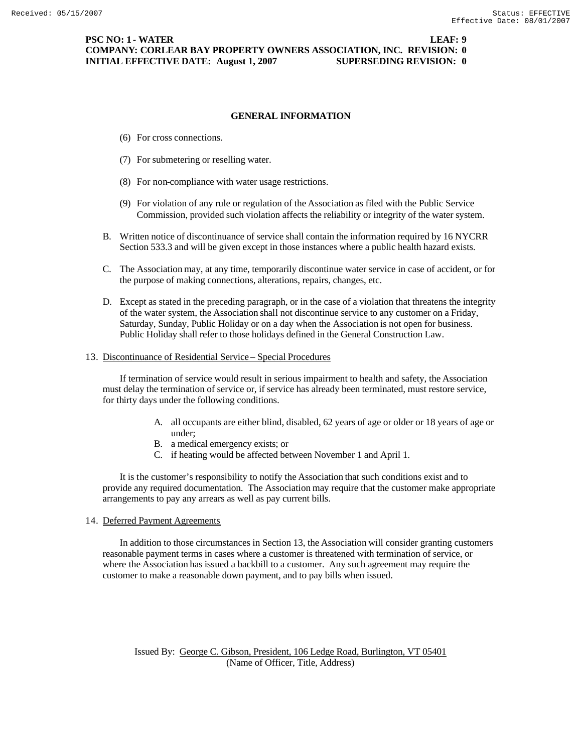## GENERAL INFORMATION

(6) For cross connections.

(7) For submetering or reselling water.

(8) For non-compliance with water usage restrictions.

(9) For violation of any rule or regulation of the Association as filed with the Public Service Commission, provided such violation affects the reliability or integrity of the water system.

B. Written notice of discontinuance of service shall contain the information required by 16 NYCRR Section 533.3 and will be given except in those instances where a public health hazard exists.

C. The Association may, at any time, temporarily discontinue water service in case of accident, or for the purpose of making connections, alterations, repairs, changes, etc.

D. Except as stated in the preceding paragraph, or in the case of a violation that threatens the integrity of the water system, the Association shall not discontinue service to any customer on a Friday, Saturday, Sunday, Public Holiday or on a day when the Association is not open for business. Public Holiday shall refer to those holidays defined in the General Construction Law.

13. Discontinuance of Residential Service – Special Procedures

If termination of service would result in serious impairment to health and safety, the Association must delay the termination of service or, if service has already been terminated, must restore service, for thirty days under the following conditions.

A. all occupants are either blind, disabled, 62 years of age or older or 18 years of age or under;
B. a medical emergency exists; or
C. if heating would be affected between November 1 and April 1.

It is the customer's responsibility to notify the Association that such conditions exist and to provide any required documentation. The Association may require that the customer make appropriate arrangements to pay any arrears as well as pay current bills.

14. Deferred Payment Agreements

In addition to those circumstances in Section 13, the Association will consider granting customers reasonable payment terms in cases where a customer is threatened with termination of service, or where the Association has issued a backbill to a customer. Any such agreement may require the customer to make a reasonable down payment, and to pay bills when issued.

Issued By: George C. Gibson, President, 106 Ledge Road, Burlington, VT 05401
(Name of Officer, Title, Address)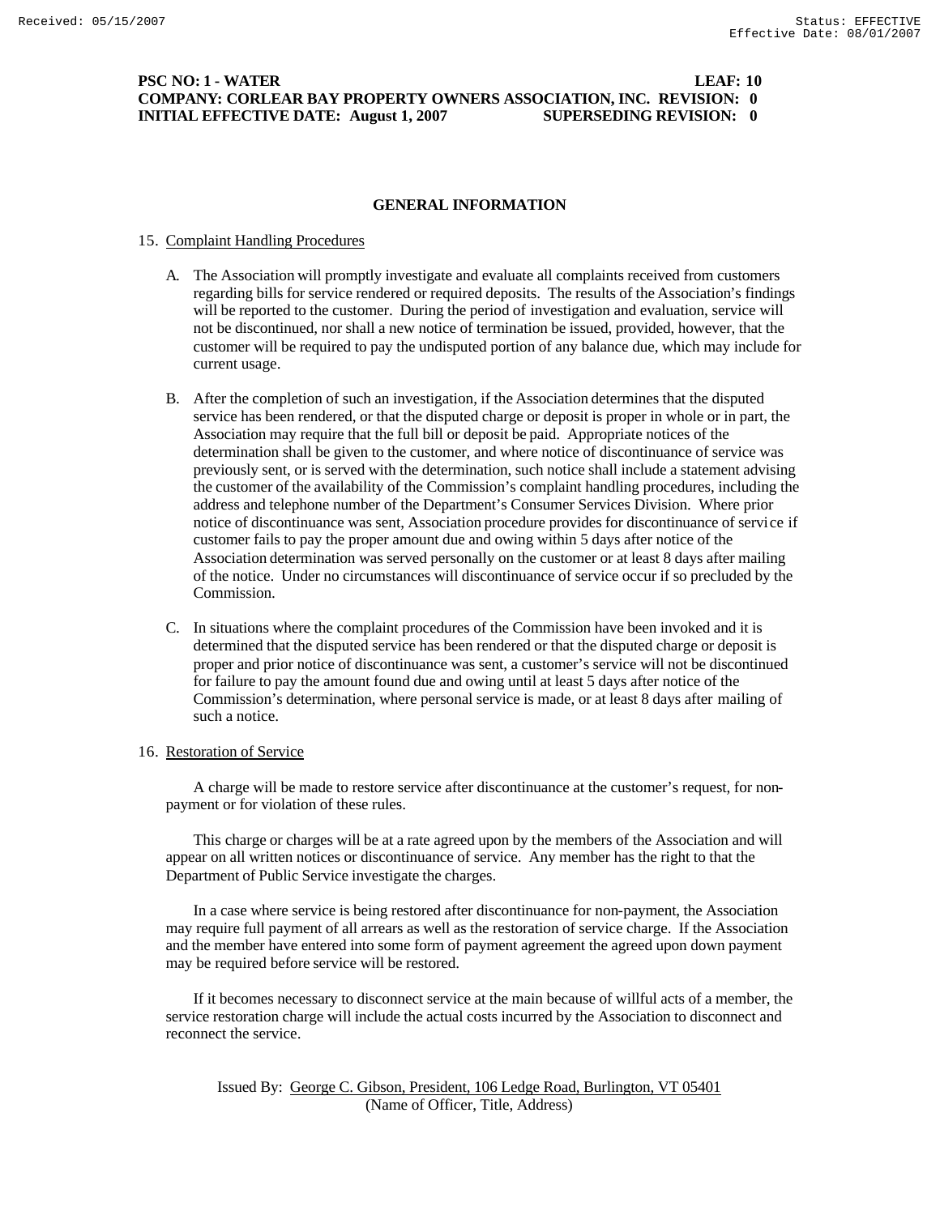## GENERAL INFORMATION

15. Complaint Handling Procedures

A. The Association will promptly investigate and evaluate all complaints received from customers regarding bills for service rendered or required deposits. The results of the Association's findings will be reported to the customer. During the period of investigation and evaluation, service will not be discontinued, nor shall a new notice of termination be issued, provided, however, that the customer will be required to pay the undisputed portion of any balance due, which may include for current usage.

B. After the completion of such an investigation, if the Association determines that the disputed service has been rendered, or that the disputed charge or deposit is proper in whole or in part, the Association may require that the full bill or deposit be paid. Appropriate notices of the determination shall be given to the customer, and where notice of discontinuance of service was previously sent, or is served with the determination, such notice shall include a statement advising the customer of the availability of the Commission's complaint handling procedures, including the address and telephone number of the Department's Consumer Services Division. Where prior notice of discontinuance was sent, Association procedure provides for discontinuance of service if customer fails to pay the proper amount due and owing within 5 days after notice of the Association determination was served personally on the customer or at least 8 days after mailing of the notice. Under no circumstances will discontinuance of service occur if so precluded by the Commission.

C. In situations where the complaint procedures of the Commission have been invoked and it is determined that the disputed service has been rendered or that the disputed charge or deposit is proper and prior notice of discontinuance was sent, a customer's service will not be discontinued for failure to pay the amount found due and owing until at least 5 days after notice of the Commission's determination, where personal service is made, or at least 8 days after mailing of such a notice.

16. Restoration of Service

A charge will be made to restore service after discontinuance at the customer's request, for non-payment or for violation of these rules.

This charge or charges will be at a rate agreed upon by the members of the Association and will appear on all written notices or discontinuance of service. Any member has the right to that the Department of Public Service investigate the charges.

In a case where service is being restored after discontinuance for non-payment, the Association may require full payment of all arrears as well as the restoration of service charge. If the Association and the member have entered into some form of payment agreement the agreed upon down payment may be required before service will be restored.

If it becomes necessary to disconnect service at the main because of willful acts of a member, the service restoration charge will include the actual costs incurred by the Association to disconnect and reconnect the service.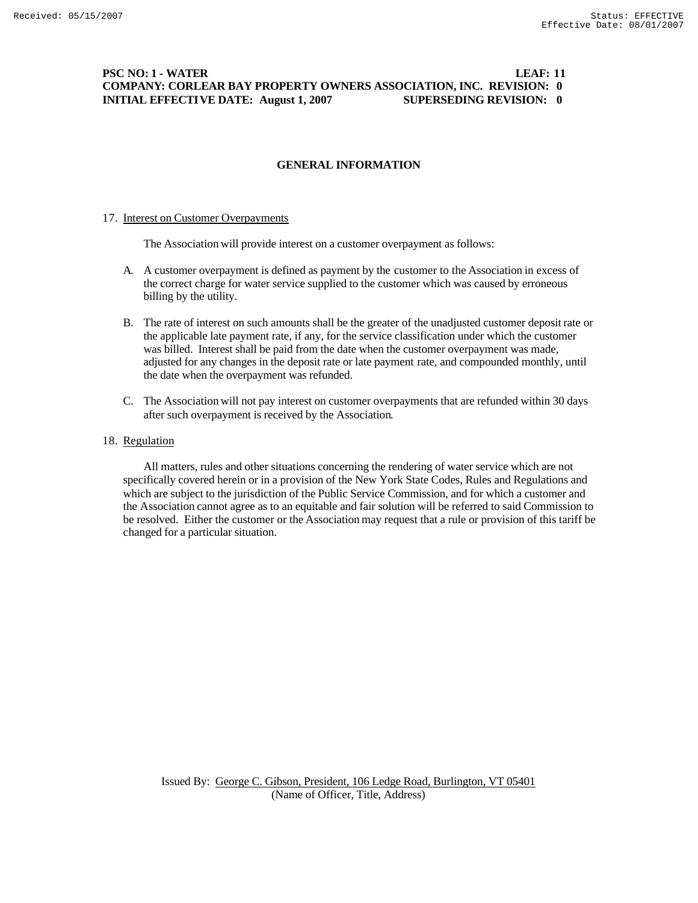**PSC NO: 1 - WATER LEAF: 11**
**COMPANY: CORLEAR BAY PROPERTY OWNERS ASSOCIATION, INC. REVISION: 0**
**INITIAL EFFECTIVE DATE: August 1, 2007 SUPERSEDING REVISION: 0**

## GENERAL INFORMATION

17. Interest on Customer Overpayments

The Association will provide interest on a customer overpayment as follows:

A. A customer overpayment is defined as payment by the customer to the Association in excess of the correct charge for water service supplied to the customer which was caused by erroneous billing by the utility.

B. The rate of interest on such amounts shall be the greater of the unadjusted customer deposit rate or the applicable late payment rate, if any, for the service classification under which the customer was billed. Interest shall be paid from the date when the customer overpayment was made, adjusted for any changes in the deposit rate or late payment rate, and compounded monthly, until the date when the overpayment was refunded.

C. The Association will not pay interest on customer overpayments that are refunded within 30 days after such overpayment is received by the Association.

18. Regulation

All matters, rules and other situations concerning the rendering of water service which are not specifically covered herein or in a provision of the New York State Codes, Rules and Regulations and which are subject to the jurisdiction of the Public Service Commission, and for which a customer and the Association cannot agree as to an equitable and fair solution will be referred to said Commission to be resolved. Either the customer or the Association may request that a rule or provision of this tariff be changed for a particular situation.

Issued By: George C. Gibson, President, 106 Ledge Road, Burlington, VT 05401
(Name of Officer, Title, Address)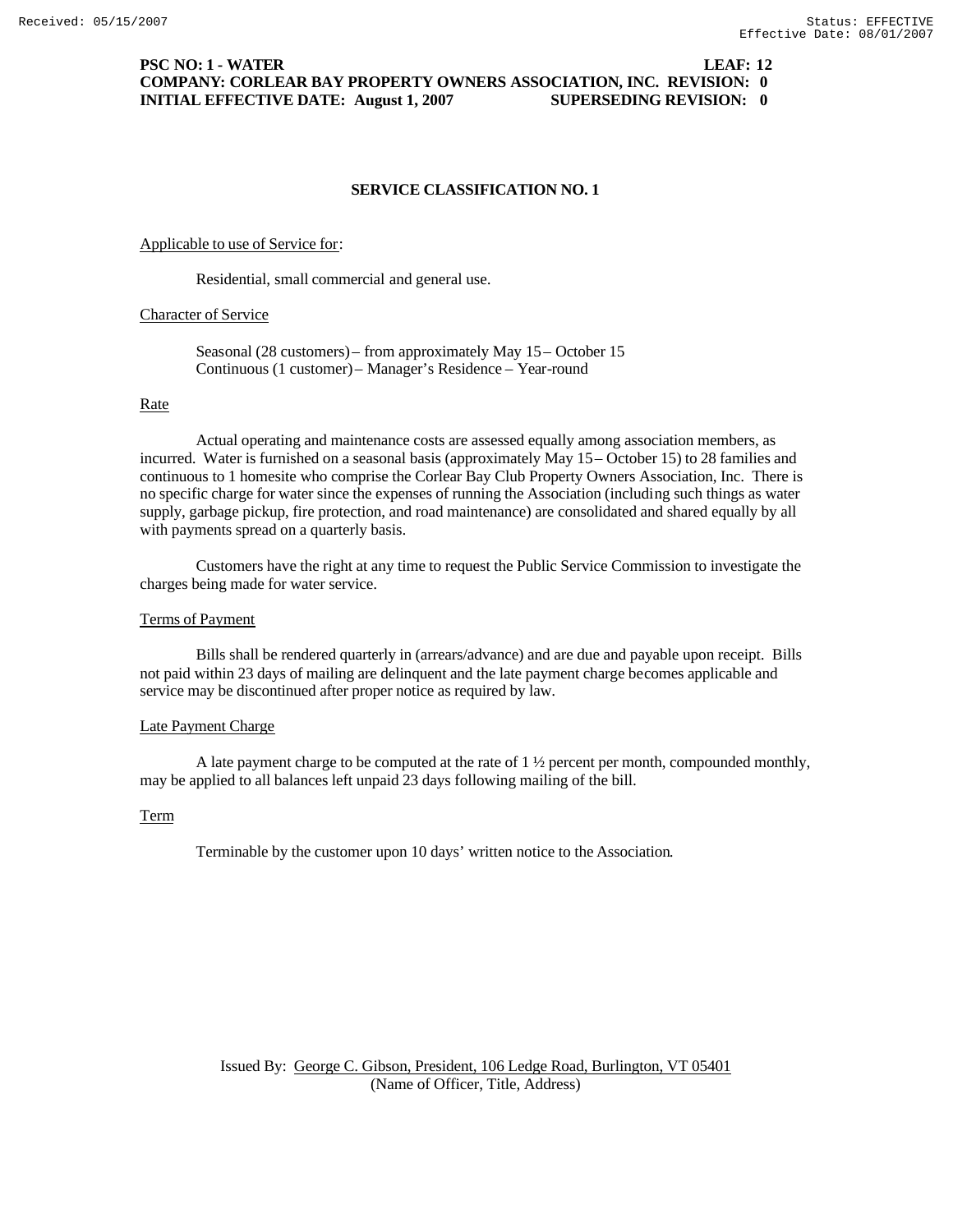**PSC NO: 1 - WATER LEAF: 12**
**COMPANY: CORLEAR BAY PROPERTY OWNERS ASSOCIATION, INC. REVISION: 0**
**INITIAL EFFECTIVE DATE: August 1, 2007 SUPERSEDING REVISION: 0**

## SERVICE CLASSIFICATION NO. 1

Applicable to use of Service for:

Residential, small commercial and general use.

Character of Service

Seasonal (28 customers) – from approximately May 15 – October 15
Continuous (1 customer) – Manager's Residence – Year-round

Rate

Actual operating and maintenance costs are assessed equally among association members, as incurred. Water is furnished on a seasonal basis (approximately May 15 – October 15) to 28 families and continuous to 1 homesite who comprise the Corlear Bay Club Property Owners Association, Inc. There is no specific charge for water since the expenses of running the Association (including such things as water supply, garbage pickup, fire protection, and road maintenance) are consolidated and shared equally by all with payments spread on a quarterly basis.

Customers have the right at any time to request the Public Service Commission to investigate the charges being made for water service.

Terms of Payment

Bills shall be rendered quarterly in (arrears/advance) and are due and payable upon receipt. Bills not paid within 23 days of mailing are delinquent and the late payment charge becomes applicable and service may be discontinued after proper notice as required by law.

Late Payment Charge

A late payment charge to be computed at the rate of 1 ½ percent per month, compounded monthly, may be applied to all balances left unpaid 23 days following mailing of the bill.

Term

Terminable by the customer upon 10 days' written notice to the Association.

Issued By: George C. Gibson, President, 106 Ledge Road, Burlington, VT 05401
(Name of Officer, Title, Address)